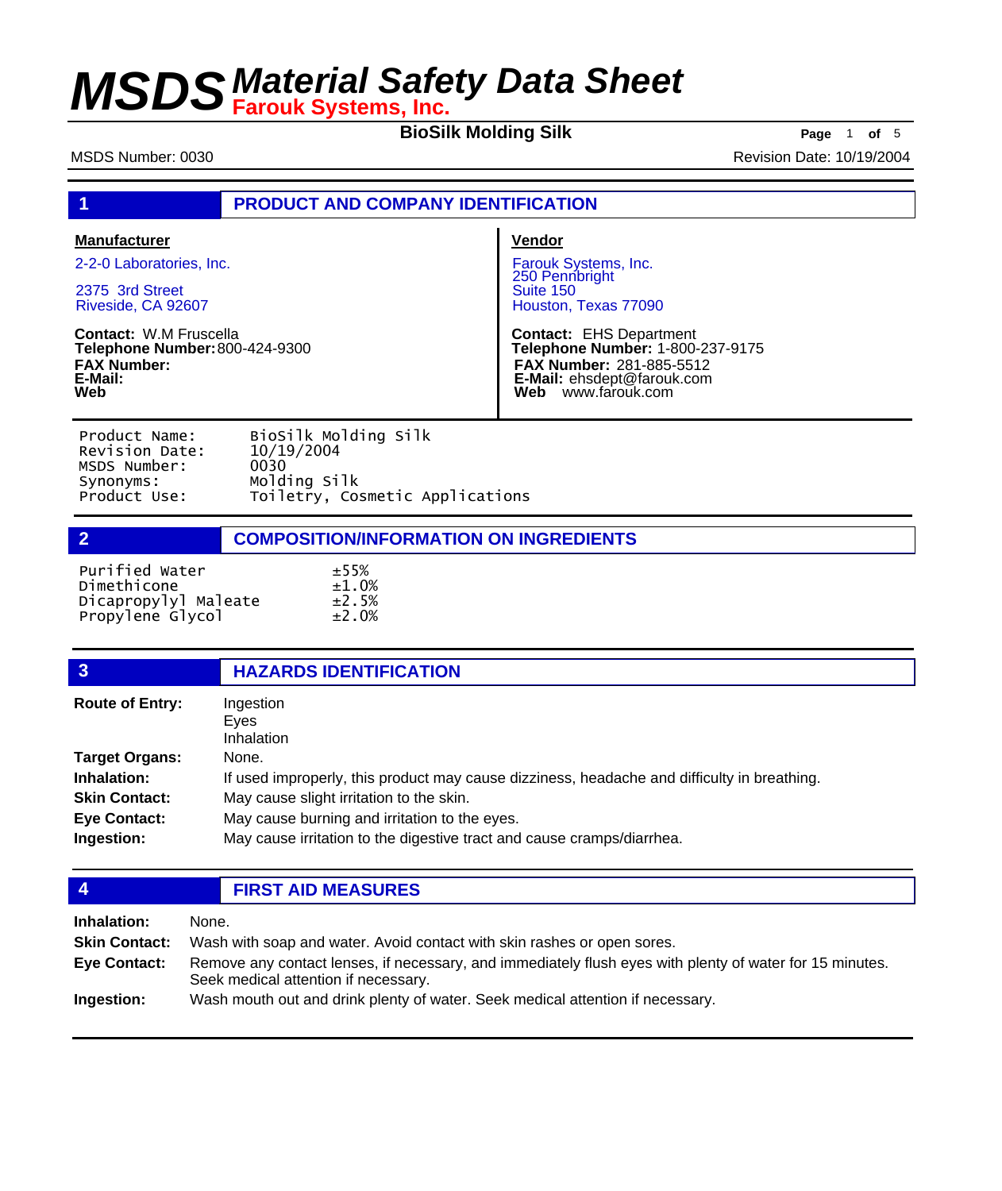# MSDS Material Safety Data Sheet

**Farouk Systems, Inc.**

**BioSilk Molding Silk**

MSDS Number: 0030

Revision Date: 10/19/2004

## 1 PRODUCT AND COMPANY IDENTIFICATION

**Manufacturer**

2-2-0 Laboratories, Inc.

2375 3rd Street
Riveside, CA 92607

**Contact:** W.M Fruscella
**Telephone Number:** 800-424-9300
**FAX Number:**
**E-Mail:**
**Web**

**Vendor**

Farouk Systems, Inc.
250 Pennbright
Suite 150
Houston, Texas 77090

**Contact:** EHS Department
**Telephone Number:** 1-800-237-9175
**FAX Number:** 281-885-5512
**E-Mail:** ehsdept@farouk.com
**Web** www.farouk.com

```
Product Name:      BioSilk Molding Silk
Revision Date:     10/19/2004
MSDS Number:       0030
Synonyms:          Molding Silk
Product Use:       Toiletry, Cosmetic Applications
```

## 2 COMPOSITION/INFORMATION ON INGREDIENTS

```
Purified Water         ±55%
Dimethicone            ±1.0%
Dicapropylyl Maleate   ±2.5%
Propylene Glycol       ±2.0%
```

## 3 HAZARDS IDENTIFICATION

**Route of Entry:** Ingestion
Eyes
Inhalation

**Target Organs:** None.

**Inhalation:** If used improperly, this product may cause dizziness, headache and difficulty in breathing.

**Skin Contact:** May cause slight irritation to the skin.

**Eye Contact:** May cause burning and irritation to the eyes.

**Ingestion:** May cause irritation to the digestive tract and cause cramps/diarrhea.

## 4 FIRST AID MEASURES

**Inhalation:** None.

**Skin Contact:** Wash with soap and water. Avoid contact with skin rashes or open sores.

**Eye Contact:** Remove any contact lenses, if necessary, and immediately flush eyes with plenty of water for 15 minutes. Seek medical attention if necessary.

**Ingestion:** Wash mouth out and drink plenty of water. Seek medical attention if necessary.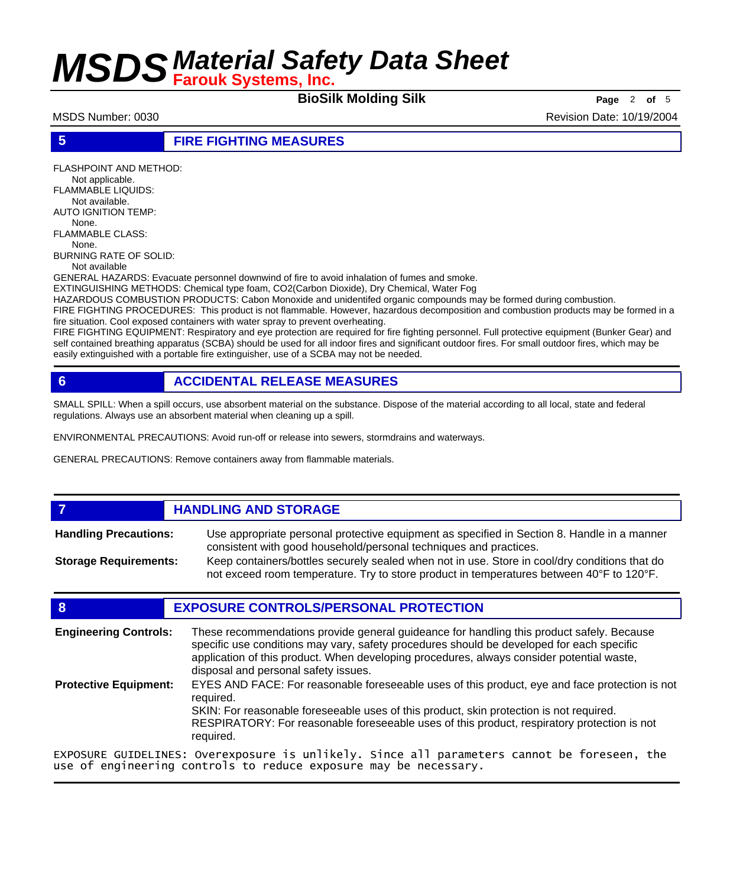## 5 FIRE FIGHTING MEASURES

FLASHPOINT AND METHOD:
Not applicable.
FLAMMABLE LIQUIDS:
Not available.
AUTO IGNITION TEMP:
None.
FLAMMABLE CLASS:
None.
BURNING RATE OF SOLID:
Not available
GENERAL HAZARDS: Evacuate personnel downwind of fire to avoid inhalation of fumes and smoke.
EXTINGUISHING METHODS: Chemical type foam, CO2(Carbon Dioxide), Dry Chemical, Water Fog
HAZARDOUS COMBUSTION PRODUCTS: Cabon Monoxide and unidentifed organic compounds may be formed during combustion.
FIRE FIGHTING PROCEDURES: This product is not flammable. However, hazardous decomposition and combustion products may be formed in a fire situation. Cool exposed containers with water spray to prevent overheating.
FIRE FIGHTING EQUIPMENT: Respiratory and eye protection are required for fire fighting personnel. Full protective equipment (Bunker Gear) and self contained breathing apparatus (SCBA) should be used for all indoor fires and significant outdoor fires. For small outdoor fires, which may be easily extinguished with a portable fire extinguisher, use of a SCBA may not be needed.

## 6 ACCIDENTAL RELEASE MEASURES

SMALL SPILL: When a spill occurs, use absorbent material on the substance. Dispose of the material according to all local, state and federal regulations. Always use an absorbent material when cleaning up a spill.

ENVIRONMENTAL PRECAUTIONS: Avoid run-off or release into sewers, stormdrains and waterways.

GENERAL PRECAUTIONS: Remove containers away from flammable materials.

## 7 HANDLING AND STORAGE

**Handling Precautions:** Use appropriate personal protective equipment as specified in Section 8. Handle in a manner consistent with good household/personal techniques and practices.

**Storage Requirements:** Keep containers/bottles securely sealed when not in use. Store in cool/dry conditions that do not exceed room temperature. Try to store product in temperatures between 40°F to 120°F.

## 8 EXPOSURE CONTROLS/PERSONAL PROTECTION

**Engineering Controls:** These recommendations provide general guideance for handling this product safely. Because specific use conditions may vary, safety procedures should be developed for each specific application of this product. When developing procedures, always consider potential waste, disposal and personal safety issues.

**Protective Equipment:** EYES AND FACE: For reasonable foreseeable uses of this product, eye and face protection is not required.
SKIN: For reasonable foreseeable uses of this product, skin protection is not required.
RESPIRATORY: For reasonable foreseeable uses of this product, respiratory protection is not required.

EXPOSURE GUIDELINES: Overexposure is unlikely. Since all parameters cannot be foreseen, the use of engineering controls to reduce exposure may be necessary.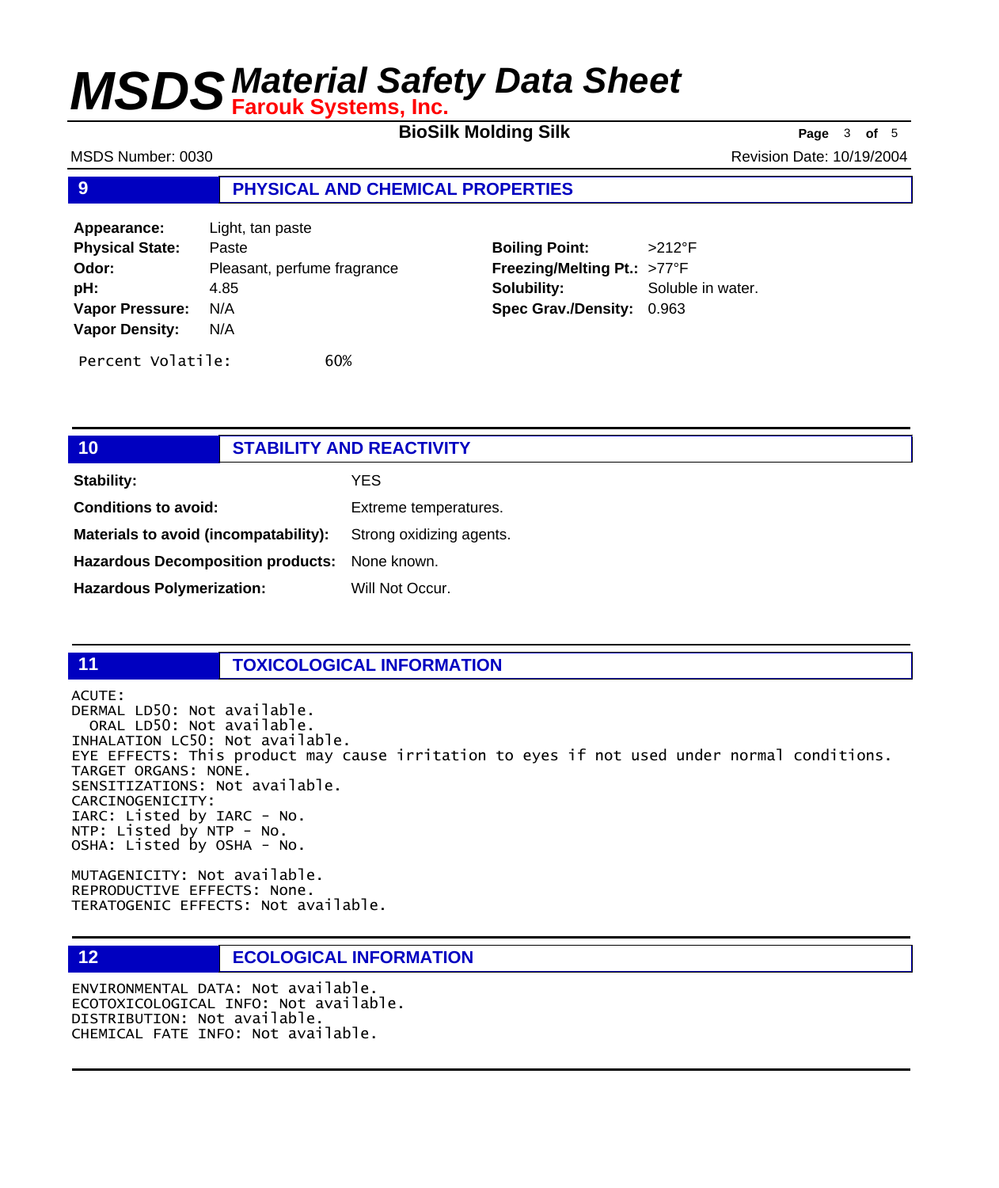## 9 PHYSICAL AND CHEMICAL PROPERTIES

**Appearance:** Light, tan paste
**Physical State:** Paste
**Odor:** Pleasant, perfume fragrance
**pH:** 4.85
**Vapor Pressure:** N/A
**Vapor Density:** N/A

**Boiling Point:** >212°F
**Freezing/Melting Pt.:** >77°F
**Solubility:** Soluble in water.
**Spec Grav./Density:** 0.963

Percent Volatile: 60%

## 10 STABILITY AND REACTIVITY

**Stability:** YES

**Conditions to avoid:** Extreme temperatures.

**Materials to avoid (incompatability):** Strong oxidizing agents.

**Hazardous Decomposition products:** None known.

**Hazardous Polymerization:** Will Not Occur.

## 11 TOXICOLOGICAL INFORMATION

ACUTE:
DERMAL LD50: Not available.
ORAL LD50: Not available.
INHALATION LC50: Not available.
EYE EFFECTS: This product may cause irritation to eyes if not used under normal conditions.
TARGET ORGANS: NONE.
SENSITIZATIONS: Not available.
CARCINOGENICITY:
IARC: Listed by IARC - No.
NTP: Listed by NTP - No.
OSHA: Listed by OSHA - No.

MUTAGENICITY: Not available.
REPRODUCTIVE EFFECTS: None.
TERATOGENIC EFFECTS: Not available.

## 12 ECOLOGICAL INFORMATION

ENVIRONMENTAL DATA: Not available.
ECOTOXICOLOGICAL INFO: Not available.
DISTRIBUTION: Not available.
CHEMICAL FATE INFO: Not available.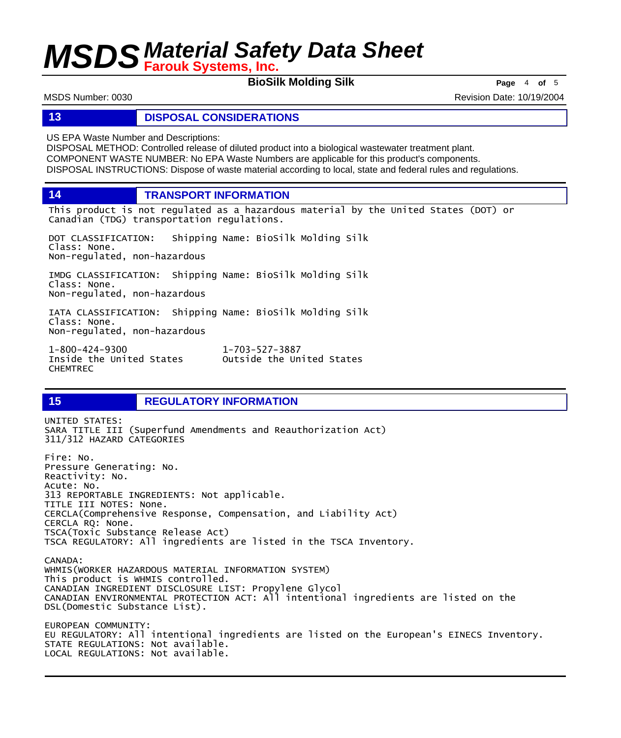## 13 DISPOSAL CONSIDERATIONS

US EPA Waste Number and Descriptions:
DISPOSAL METHOD: Controlled release of diluted product into a biological wastewater treatment plant.
COMPONENT WASTE NUMBER: No EPA Waste Numbers are applicable for this product's components.
DISPOSAL INSTRUCTIONS: Dispose of waste material according to local, state and federal rules and regulations.

## 14 TRANSPORT INFORMATION

This product is not regulated as a hazardous material by the United States (DOT) or Canadian (TDG) transportation regulations.

DOT CLASSIFICATION: Shipping Name: BioSilk Molding Silk
Class: None.
Non-regulated, non-hazardous

IMDG CLASSIFICATION: Shipping Name: BioSilk Molding Silk
Class: None.
Non-regulated, non-hazardous

IATA CLASSIFICATION: Shipping Name: BioSilk Molding Silk
Class: None.
Non-regulated, non-hazardous

1-800-424-9300
Inside the United States
CHEMTREC

1-703-527-3887
Outside the United States

## 15 REGULATORY INFORMATION

UNITED STATES:
SARA TITLE III (Superfund Amendments and Reauthorization Act)
311/312 HAZARD CATEGORIES

Fire: No.
Pressure Generating: No.
Reactivity: No.
Acute: No.
313 REPORTABLE INGREDIENTS: Not applicable.
TITLE III NOTES: None.
CERCLA(Comprehensive Response, Compensation, and Liability Act)
CERCLA RQ: None.
TSCA(Toxic Substance Release Act)
TSCA REGULATORY: All ingredients are listed in the TSCA Inventory.

CANADA:
WHMIS(WORKER HAZARDOUS MATERIAL INFORMATION SYSTEM)
This product is WHMIS controlled.
CANADIAN INGREDIENT DISCLOSURE LIST: Propylene Glycol
CANADIAN ENVIRONMENTAL PROTECTION ACT: All intentional ingredients are listed on the DSL(Domestic Substance List).

EUROPEAN COMMUNITY:
EU REGULATORY: All intentional ingredients are listed on the European's EINECS Inventory.
STATE REGULATIONS: Not available.
LOCAL REGULATIONS: Not available.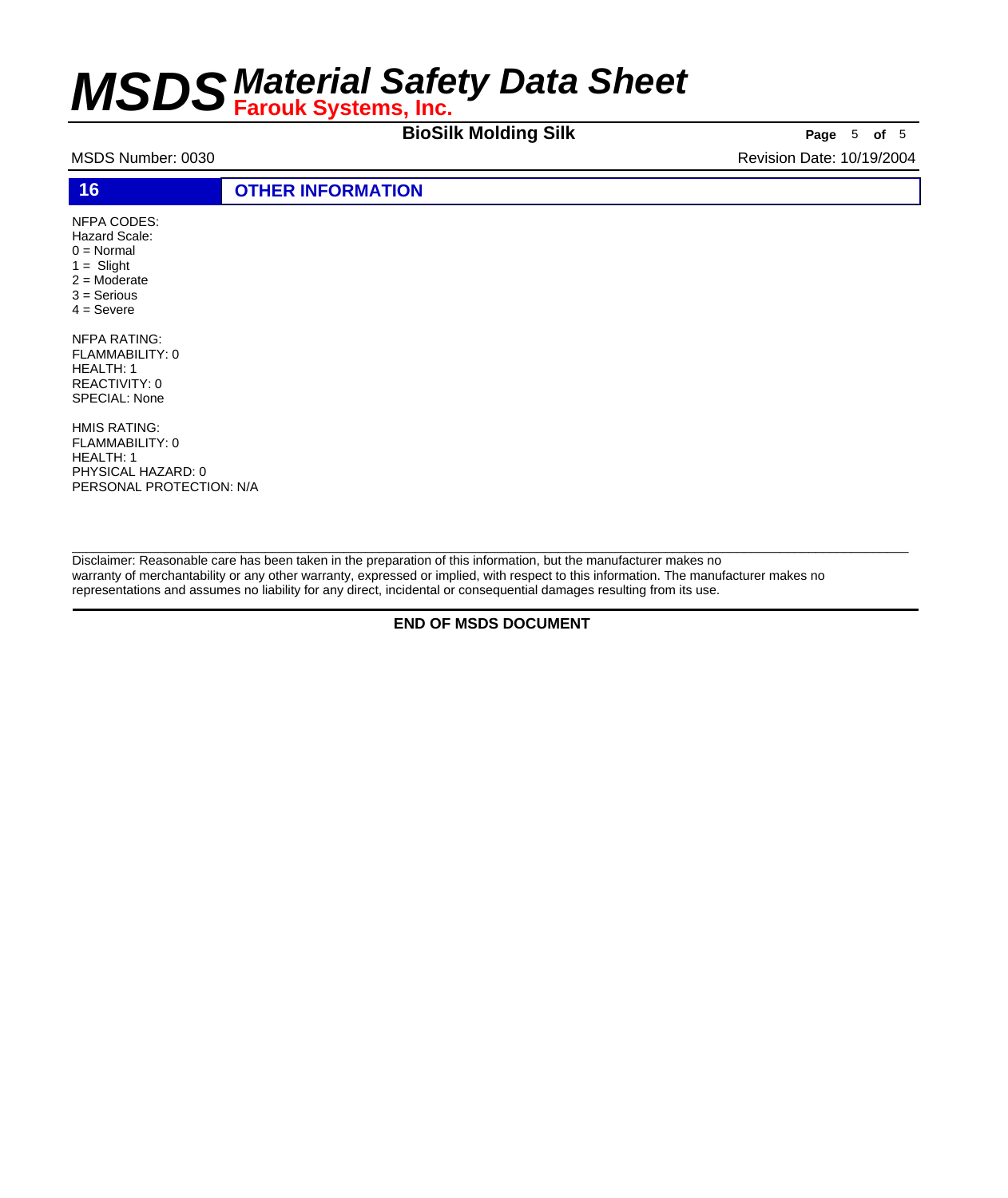## 16 OTHER INFORMATION

NFPA CODES:
Hazard Scale:
0 = Normal
1 = Slight
2 = Moderate
3 = Serious
4 = Severe

NFPA RATING:
FLAMMABILITY: 0
HEALTH: 1
REACTIVITY: 0
SPECIAL: None

HMIS RATING:
FLAMMABILITY: 0
HEALTH: 1
PHYSICAL HAZARD: 0
PERSONAL PROTECTION: N/A

---

Disclaimer: Reasonable care has been taken in the preparation of this information, but the manufacturer makes no warranty of merchantability or any other warranty, expressed or implied, with respect to this information. The manufacturer makes no representations and assumes no liability for any direct, incidental or consequential damages resulting from its use.

---

**END OF MSDS DOCUMENT**